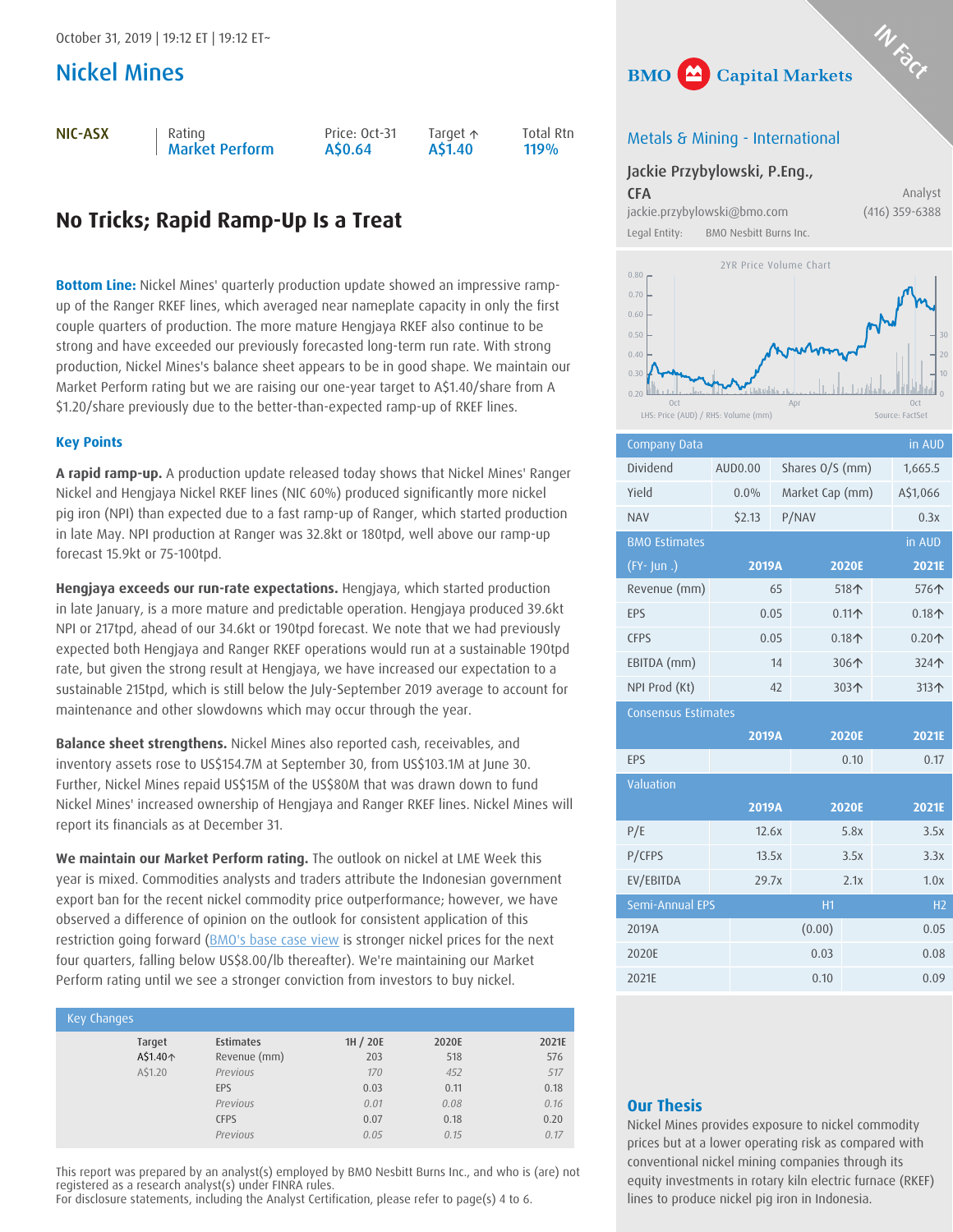October 31, 2019 | 19:12 ET | 19:12 ET~

# Nickel Mines

| NIC-ASX | Rating | Price: Oct-31 | Target ↑ | Total Rtn |
|---|---|---|---|---|
| | Market Perform | A$0.64 | A$1.40 | 119% |

## No Tricks; Rapid Ramp-Up Is a Treat

**Bottom Line:** Nickel Mines' quarterly production update showed an impressive ramp-up of the Ranger RKEF lines, which averaged near nameplate capacity in only the first couple quarters of production. The more mature Hengjaya RKEF also continue to be strong and have exceeded our previously forecasted long-term run rate. With strong production, Nickel Mines's balance sheet appears to be in good shape. We maintain our Market Perform rating but we are raising our one-year target to A$1.40/share from A $1.20/share previously due to the better-than-expected ramp-up of RKEF lines.

### Key Points

**A rapid ramp-up.** A production update released today shows that Nickel Mines' Ranger Nickel and Hengjaya Nickel RKEF lines (NIC 60%) produced significantly more nickel pig iron (NPI) than expected due to a fast ramp-up of Ranger, which started production in late May. NPI production at Ranger was 32.8kt or 180tpd, well above our ramp-up forecast 15.9kt or 75-100tpd.

**Hengjaya exceeds our run-rate expectations.** Hengjaya, which started production in late January, is a more mature and predictable operation. Hengjaya produced 39.6kt NPI or 217tpd, ahead of our 34.6kt or 190tpd forecast. We note that we had previously expected both Hengjaya and Ranger RKEF operations would run at a sustainable 190tpd rate, but given the strong result at Hengjaya, we have increased our expectation to a sustainable 215tpd, which is still below the July-September 2019 average to account for maintenance and other slowdowns which may occur through the year.

**Balance sheet strengthens.** Nickel Mines also reported cash, receivables, and inventory assets rose to US$154.7M at September 30, from US$103.1M at June 30. Further, Nickel Mines repaid US$15M of the US$80M that was drawn down to fund Nickel Mines' increased ownership of Hengjaya and Ranger RKEF lines. Nickel Mines will report its financials as at December 31.

**We maintain our Market Perform rating.** The outlook on nickel at LME Week this year is mixed. Commodities analysts and traders attribute the Indonesian government export ban for the recent nickel commodity price outperformance; however, we have observed a difference of opinion on the outlook for consistent application of this restriction going forward (BMO's base case view is stronger nickel prices for the next four quarters, falling below US$8.00/lb thereafter). We're maintaining our Market Perform rating until we see a stronger conviction from investors to buy nickel.

**Key Changes**

| Target | Estimates | 1H / 20E | 2020E | 2021E |
|---|---|---|---|---|
| A$1.40↑ | Revenue (mm) | 203 | 518 | 576 |
| A$1.20 | *Previous* | *170* | *452* | *517* |
| | EPS | 0.03 | 0.11 | 0.18 |
| | *Previous* | *0.01* | *0.08* | *0.16* |
| | CFPS | 0.07 | 0.18 | 0.20 |
| | *Previous* | *0.05* | *0.15* | *0.17* |

This report was prepared by an analyst(s) employed by BMO Nesbitt Burns Inc., and who is (are) not registered as a research analyst(s) under FINRA rules.
For disclosure statements, including the Analyst Certification, please refer to page(s) 4 to 6.

BMO Capital Markets

IN Fact

Metals & Mining - International

**Jackie Przybylowski, P.Eng., CFA** — Analyst
jackie.przybylowski@bmo.com (416) 359-6388
Legal Entity: BMO Nesbitt Burns Inc.

2YR Price Volume Chart
0.80
0.70
0.60
0.50
0.40
0.30
0.20
30
20
10
0
Oct
Apr
Oct
LHS: Price (AUD) / RHS: Volume (mm)
Source: FactSet

| Company Data | | | in AUD |
|---|---|---|---|
| Dividend | AUD0.00 | Shares O/S (mm) | 1,665.5 |
| Yield | 0.0% | Market Cap (mm) | A$1,066 |
| NAV | $2.13 | P/NAV | 0.3x |

| BMO Estimates (FY- Jun .) in AUD | 2019A | 2020E | 2021E |
|---|---|---|---|
| Revenue (mm) | 65 | 518↑ | 576↑ |
| EPS | 0.05 | 0.11↑ | 0.18↑ |
| CFPS | 0.05 | 0.18↑ | 0.20↑ |
| EBITDA (mm) | 14 | 306↑ | 324↑ |
| NPI Prod (Kt) | 42 | 303↑ | 313↑ |

| Consensus Estimates | 2019A | 2020E | 2021E |
|---|---|---|---|
| EPS | | 0.10 | 0.17 |

| Valuation | 2019A | 2020E | 2021E |
|---|---|---|---|
| P/E | 12.6x | 5.8x | 3.5x |
| P/CFPS | 13.5x | 3.5x | 3.3x |
| EV/EBITDA | 29.7x | 2.1x | 1.0x |

| Semi-Annual EPS | H1 | H2 |
|---|---|---|
| 2019A | (0.00) | 0.05 |
| 2020E | 0.03 | 0.08 |
| 2021E | 0.10 | 0.09 |

### Our Thesis

Nickel Mines provides exposure to nickel commodity prices but at a lower operating risk as compared with conventional nickel mining companies through its equity investments in rotary kiln electric furnace (RKEF) lines to produce nickel pig iron in Indonesia.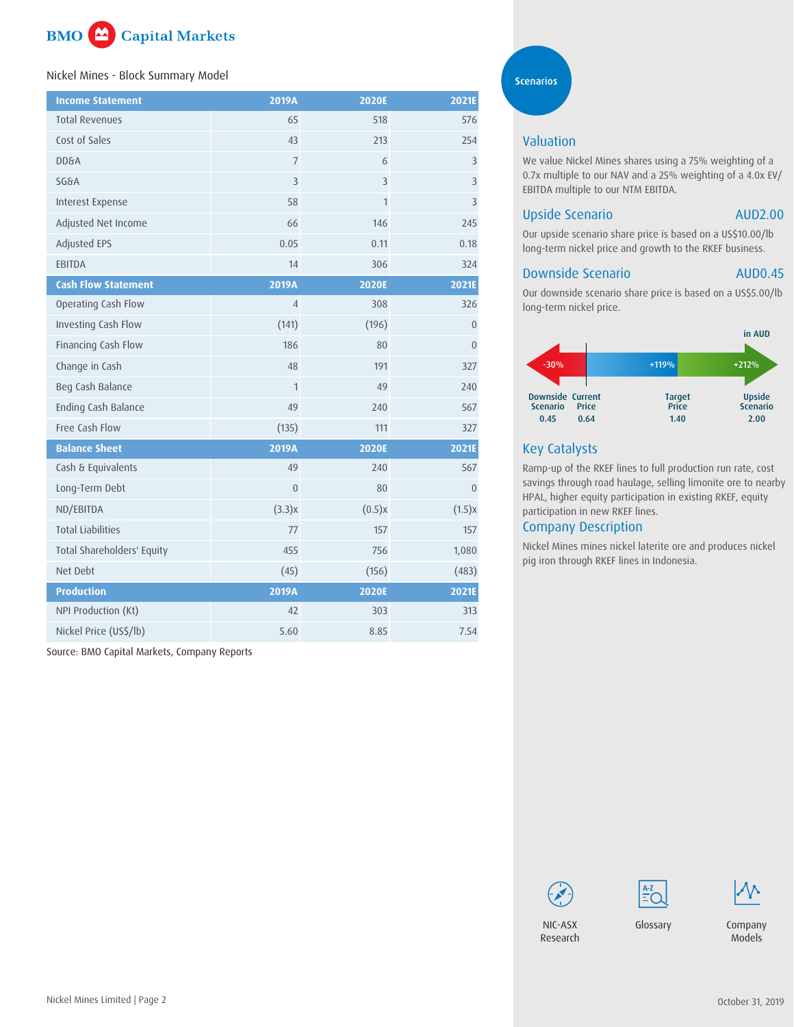Nickel Mines - Block Summary Model

| Income Statement | 2019A | 2020E | 2021E |
|---|---|---|---|
| Total Revenues | 65 | 518 | 576 |
| Cost of Sales | 43 | 213 | 254 |
| DD&A | 7 | 6 | 3 |
| SG&A | 3 | 3 | 3 |
| Interest Expense | 58 | 1 | 3 |
| Adjusted Net Income | 66 | 146 | 245 |
| Adjusted EPS | 0.05 | 0.11 | 0.18 |
| EBITDA | 14 | 306 | 324 |
| **Cash Flow Statement** | **2019A** | **2020E** | **2021E** |
| Operating Cash Flow | 4 | 308 | 326 |
| Investing Cash Flow | (141) | (196) | 0 |
| Financing Cash Flow | 186 | 80 | 0 |
| Change in Cash | 48 | 191 | 327 |
| Beg Cash Balance | 1 | 49 | 240 |
| Ending Cash Balance | 49 | 240 | 567 |
| Free Cash Flow | (135) | 111 | 327 |
| **Balance Sheet** | **2019A** | **2020E** | **2021E** |
| Cash & Equivalents | 49 | 240 | 567 |
| Long-Term Debt | 0 | 80 | 0 |
| ND/EBITDA | (3.3)x | (0.5)x | (1.5)x |
| Total Liabilities | 77 | 157 | 157 |
| Total Shareholders' Equity | 455 | 756 | 1,080 |
| Net Debt | (45) | (156) | (483) |
| **Production** | **2019A** | **2020E** | **2021E** |
| NPI Production (Kt) | 42 | 303 | 313 |
| Nickel Price (US$/lb) | 5.60 | 8.85 | 7.54 |

Source: BMO Capital Markets, Company Reports

## Scenarios

### Valuation

We value Nickel Mines shares using a 75% weighting of a 0.7x multiple to our NAV and a 25% weighting of a 4.0x EV/EBITDA multiple to our NTM EBITDA.

### Upside Scenario AUD2.00

Our upside scenario share price is based on a US$10.00/lb long-term nickel price and growth to the RKEF business.

### Downside Scenario AUD0.45

Our downside scenario share price is based on a US$5.00/lb long-term nickel price.

in AUD

-30%
+119%
+212%

Downside Scenario 0.45
Current Price 0.64
Target Price 1.40
Upside Scenario 2.00

### Key Catalysts

Ramp-up of the RKEF lines to full production run rate, cost savings through road haulage, selling limonite ore to nearby HPAL, higher equity participation in existing RKEF, equity participation in new RKEF lines.

### Company Description

Nickel Mines mines nickel laterite ore and produces nickel pig iron through RKEF lines in Indonesia.

NIC-ASX Research

Glossary

Company Models

October 31, 2019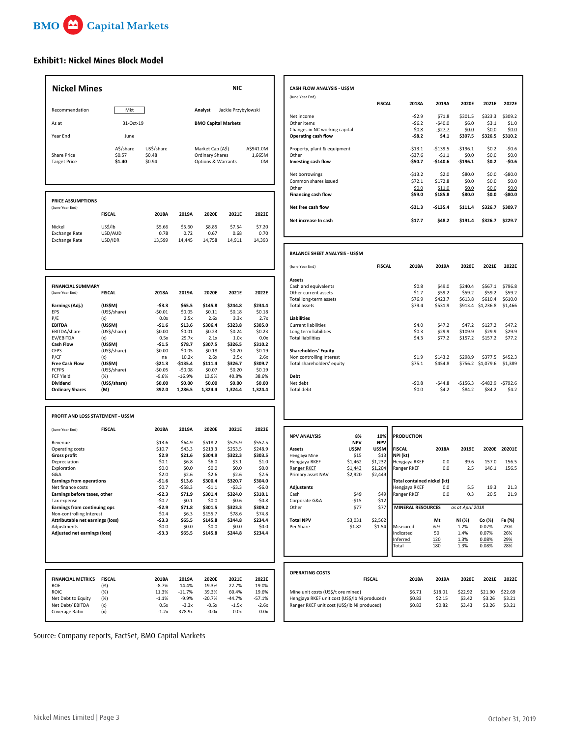## Exhibit1: Nickel Mines Block Model

### Nickel Mines — NIC

| | | | | |
|---|---|---|---|---|
| Recommendation | Mkt | | Analyst | Jackie Przybylowski |
| As at | 31-Oct-19 | | BMO Capital Markets | |
| Year End | June | | | |
| | A$/share | US$/share | Market Cap (A$) | A$941.0M |
| Share Price | $0.57 | $0.48 | Ordinary Shares | 1,665M |
| Target Price | $1.40 | $0.94 | Options & Warrants | 0M |

### PRICE ASSUMPTIONS

(June Year End)

| FISCAL | | 2018A | 2019A | 2020E | 2021E | 2022E |
|---|---|---|---|---|---|---|
| Nickel | US$/lb | $5.66 | $5.60 | $8.85 | $7.54 | $7.20 |
| Exchange Rate | USD/AUD | 0.78 | 0.72 | 0.67 | 0.68 | 0.70 |
| Exchange Rate | USD/IDR | 13,599 | 14,445 | 14,758 | 14,911 | 14,393 |

### FINANCIAL SUMMARY

(June Year End)

| | FISCAL | 2018A | 2019A | 2020E | 2021E | 2022E |
|---|---|---|---|---|---|---|
| **Earnings (Adj.)** | **(US$M)** | **-$3.3** | **$65.5** | **$145.8** | **$244.8** | **$234.4** |
| EPS | (US$/share) | -$0.01 | $0.05 | $0.11 | $0.18 | $0.18 |
| P/E | (x) | 0.0x | 2.5x | 2.6x | 3.3x | 2.7x |
| **EBITDA** | **(US$M)** | **-$1.6** | **$13.6** | **$306.4** | **$323.8** | **$305.0** |
| EBITDA/share | (US$/share) | $0.00 | $0.01 | $0.23 | $0.24 | $0.23 |
| EV/EBITDA | (x) | 0.5x | 29.7x | 2.1x | 1.0x | 0.0x |
| **Cash Flow** | **(US$M)** | **-$1.5** | **$78.7** | **$307.5** | **$326.5** | **$310.2** |
| CFPS | (US$/share) | $0.00 | $0.05 | $0.18 | $0.20 | $0.19 |
| P/CF | (x) | na | 10.2x | 2.6x | 2.5x | 2.6x |
| **Free Cash Flow** | **(US$M)** | **-$21.3** | **-$135.4** | **$111.4** | **$326.7** | **$309.7** |
| FCFPS | (US$/share) | -$0.05 | -$0.08 | $0.07 | $0.20 | $0.19 |
| FCF Yield | (%) | -9.6% | -16.9% | 13.9% | 40.8% | 38.6% |
| **Dividend** | **(US$/share)** | **$0.00** | **$0.00** | **$0.00** | **$0.00** | **$0.00** |
| **Ordinary Shares** | **(M)** | **392.0** | **1,286.5** | **1,324.4** | **1,324.4** | **1,324.4** |

### PROFIT AND LOSS STATEMENT - US$M

(June Year End)

| | FISCAL | 2018A | 2019A | 2020E | 2021E | 2022E |
|---|---|---|---|---|---|---|
| Revenue | | $13.6 | $64.9 | $518.2 | $575.9 | $552.5 |
| Operating costs | | $10.7 | $43.3 | $213.3 | $253.5 | $248.9 |
| **Gross profit** | | **$2.9** | **$21.6** | **$304.9** | **$322.3** | **$303.5** |
| Depreciation | | $0.1 | $6.8 | $6.0 | $3.1 | $1.0 |
| Exploration | | $0.0 | $0.0 | $0.0 | $0.0 | $0.0 |
| G&A | | $2.0 | $2.6 | $2.6 | $2.6 | $2.6 |
| **Earnings from operations** | | **-$1.6** | **$13.6** | **$300.4** | **$320.7** | **$304.0** |
| Net finance costs | | $0.7 | -$58.3 | -$1.1 | -$3.3 | -$6.0 |
| **Earnings before taxes, other** | | **-$2.3** | **$71.9** | **$301.4** | **$324.0** | **$310.1** |
| Tax expense | | -$0.7 | -$0.1 | $0.0 | -$0.6 | -$0.8 |
| **Earnings from continuing ops** | | **-$2.9** | **$71.8** | **$301.5** | **$323.3** | **$309.2** |
| Non-controlling Interest | | $0.4 | $6.3 | $155.7 | $78.6 | $74.8 |
| **Attributable net earnings (loss)** | | **-$3.3** | **$65.5** | **$145.8** | **$244.8** | **$234.4** |
| Adjustments | | $0.0 | $0.0 | $0.0 | $0.0 | $0.0 |
| **Adjusted net earnings (loss)** | | **-$3.3** | **$65.5** | **$145.8** | **$244.8** | **$234.4** |

### FINANCIAL METRICS

| FINANCIAL METRICS | FISCAL | 2018A | 2019A | 2020E | 2021E | 2022E |
|---|---|---|---|---|---|---|
| ROE | (%) | -8.7% | 14.4% | 19.3% | 22.7% | 19.0% |
| ROIC | (%) | 11.3% | -11.7% | 39.3% | 60.4% | 19.6% |
| Net Debt to Equity | (%) | -1.1% | -9.9% | -20.7% | -44.7% | -57.1% |
| Net Debt/ EBITDA | (x) | 0.5x | -3.3x | -0.5x | -1.5x | -2.6x |
| Coverage Ratio | (x) | -1.2x | 378.9x | 0.0x | 0.0x | 0.0x |

### CASH FLOW ANALYSIS - US$M

(June Year End)

| | FISCAL | 2018A | 2019A | 2020E | 2021E | 2022E |
|---|---|---|---|---|---|---|
| Net income | | -$2.9 | $71.8 | $301.5 | $323.3 | $309.2 |
| Other items | | -$6.2 | -$40.0 | $6.0 | $3.1 | $1.0 |
| Changes in NC working capital | | $0.8 | -$27.7 | $0.0 | $0.0 | $0.0 |
| **Operating cash flow** | | **-$8.2** | **$4.1** | **$307.5** | **$326.5** | **$310.2** |
| Property, plant & equipment | | -$13.1 | -$139.5 | -$196.1 | $0.2 | -$0.6 |
| Other | | -$37.6 | -$1.1 | $0.0 | $0.0 | $0.0 |
| **Investing cash flow** | | **-$50.7** | **-$140.6** | **-$196.1** | **$0.2** | **-$0.6** |
| Net borrowings | | -$13.2 | $2.0 | $80.0 | $0.0 | -$80.0 |
| Common shares issued | | $72.1 | $172.8 | $0.0 | $0.0 | $0.0 |
| Other | | $0.0 | $11.0 | $0.0 | $0.0 | $0.0 |
| **Financing cash flow** | | **$59.0** | **$185.8** | **$80.0** | **$0.0** | **-$80.0** |
| **Net free cash flow** | | **-$21.3** | **-$135.4** | **$111.4** | **$326.7** | **$309.7** |
| **Net increase In cash** | | **$17.7** | **$48.2** | **$191.4** | **$326.7** | **$229.7** |

### BALANCE SHEET ANALYSIS - US$M

| (June Year End) | FISCAL | 2018A | 2019A | 2020E | 2021E | 2022E |
|---|---|---|---|---|---|---|
| **Assets** | | | | | | |
| Cash and equivalents | | $0.8 | $49.0 | $240.4 | $567.1 | $796.8 |
| Other current assets | | $1.7 | $59.2 | $59.2 | $59.2 | $59.2 |
| Total long-term assets | | $76.9 | $423.7 | $613.8 | $610.4 | $610.0 |
| Total assets | | $79.4 | $531.9 | $913.4 | $1,236.8 | $1,466 |
| **Liabilities** | | | | | | |
| Current liabilities | | $4.0 | $47.2 | $47.2 | $127.2 | $47.2 |
| Long term liabilities | | $0.3 | $29.9 | $109.9 | $29.9 | $29.9 |
| Total liabilities | | $4.3 | $77.2 | $157.2 | $157.2 | $77.2 |
| **Shareholders' Equity** | | | | | | |
| Non controlling interest | | $1.9 | $143.2 | $298.9 | $377.5 | $452.3 |
| Total shareholders' equity | | $75.1 | $454.8 | $756.2 | $1,079.6 | $1,389 |
| **Debt** | | | | | | |
| Net debt | | -$0.8 | -$44.8 | -$156.3 | -$482.9 | -$792.6 |
| Total debt | | $0.0 | $4.2 | $84.2 | $84.2 | $4.2 |

### NPV ANALYSIS

| NPV ANALYSIS | 8% NPV | 10% NPV |
|---|---|---|
| **Assets** | **US$M** | **US$M** |
| Hengjaya Mine | $15 | $13 |
| Hengjaya RKEF | $1,462 | $1,232 |
| Ranger RKEF | $1,443 | $1,204 |
| Primary asset NAV | $2,920 | $2,449 |
| **Adjustents** | | |
| Cash | $49 | $49 |
| Corporate G&A | -$15 | -$12 |
| Other | $77 | $77 |
| **Total NPV** | $3,031 | $2,562 |
| Per Share | $1.82 | $1.54 |

### PRODUCTION

| FISCAL | 2018A | 2019E | 2020E | 20201E |
|---|---|---|---|---|
| **NPI (kt)** | | | | |
| Hengjaya RKEF | 0.0 | 39.6 | 157.0 | 156.5 |
| Ranger RKEF | 0.0 | 2.5 | 146.1 | 156.5 |
| **Total contained nickel (kt)** | | | | |
| Hengjaya RKEF | 0.0 | 5.5 | 19.3 | 21.3 |
| Ranger RKEF | 0.0 | 0.3 | 20.5 | 21.9 |

### MINERAL RESOURCES (as at April 2018)

| | Mt | Ni (%) | Co (%) | Fe (%) |
|---|---|---|---|---|
| Measured | 6.9 | 1.2% | 0.07% | 23% |
| Indicated | 50 | 1.4% | 0.07% | 26% |
| Inferred | 120 | 1.3% | 0.08% | 29% |
| Total | 180 | 1.3% | 0.08% | 28% |

### OPERATING COSTS

| | FISCAL | 2018A | 2019A | 2020E | 2021E | 2022E |
|---|---|---|---|---|---|---|
| Mine unit costs (US$/t ore mined) | | $6.71 | $18.01 | $22.92 | $21.90 | $22.69 |
| Hengjaya RKEF unit cost (US$/lb Ni produced) | | $0.83 | $2.15 | $3.42 | $3.26 | $3.21 |
| Ranger RKEF unit cost (US$/lb Ni produced) | | $0.83 | $0.82 | $3.43 | $3.26 | $3.21 |

Source: Company reports, FactSet, BMO Capital Markets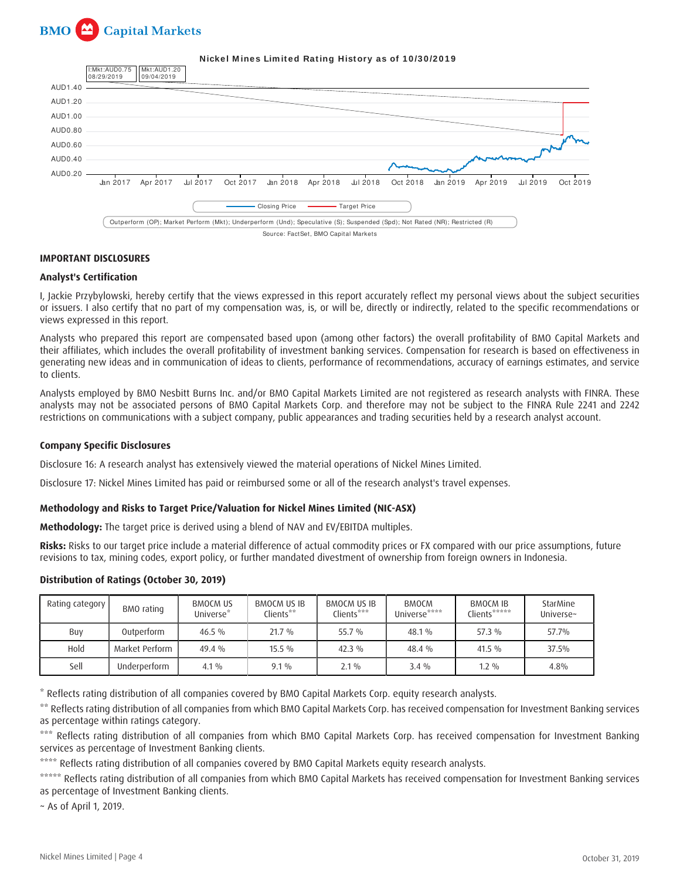**Nickel Mines Limited Rating History as of 10/30/2019**

I:Mkt:AUD0.75
08/29/2019

Mkt:AUD1.20
09/04/2019

AUD1.40
AUD1.20
AUD1.00
AUD0.80
AUD0.60
AUD0.40
AUD0.20

Jan 2017 Apr 2017 Jul 2017 Oct 2017 Jan 2018 Apr 2018 Jul 2018 Oct 2018 Jan 2019 Apr 2019 Jul 2019 Oct 2019

Closing Price — Target Price

Outperform (OP); Market Perform (Mkt); Underperform (Und); Speculative (S); Suspended (Spd); Not Rated (NR); Restricted (R)

Source: FactSet, BMO Capital Markets

## IMPORTANT DISCLOSURES

### Analyst's Certification

I, Jackie Przybylowski, hereby certify that the views expressed in this report accurately reflect my personal views about the subject securities or issuers. I also certify that no part of my compensation was, is, or will be, directly or indirectly, related to the specific recommendations or views expressed in this report.

Analysts who prepared this report are compensated based upon (among other factors) the overall profitability of BMO Capital Markets and their affiliates, which includes the overall profitability of investment banking services. Compensation for research is based on effectiveness in generating new ideas and in communication of ideas to clients, performance of recommendations, accuracy of earnings estimates, and service to clients.

Analysts employed by BMO Nesbitt Burns Inc. and/or BMO Capital Markets Limited are not registered as research analysts with FINRA. These analysts may not be associated persons of BMO Capital Markets Corp. and therefore may not be subject to the FINRA Rule 2241 and 2242 restrictions on communications with a subject company, public appearances and trading securities held by a research analyst account.

### Company Specific Disclosures

Disclosure 16: A research analyst has extensively viewed the material operations of Nickel Mines Limited.

Disclosure 17: Nickel Mines Limited has paid or reimbursed some or all of the research analyst's travel expenses.

### Methodology and Risks to Target Price/Valuation for Nickel Mines Limited (NIC-ASX)

**Methodology:** The target price is derived using a blend of NAV and EV/EBITDA multiples.

**Risks:** Risks to our target price include a material difference of actual commodity prices or FX compared with our price assumptions, future revisions to tax, mining codes, export policy, or further mandated divestment of ownership from foreign owners in Indonesia.

### Distribution of Ratings (October 30, 2019)

| Rating category | BMO rating | BMOCM US Universe* | BMOCM US IB Clients** | BMOCM US IB Clients*** | BMOCM Universe**** | BMOCM IB Clients***** | StarMine Universe~ |
|---|---|---|---|---|---|---|---|
| Buy | Outperform | 46.5 % | 21.7 % | 55.7 % | 48.1 % | 57.3 % | 57.7% |
| Hold | Market Perform | 49.4 % | 15.5 % | 42.3 % | 48.4 % | 41.5 % | 37.5% |
| Sell | Underperform | 4.1 % | 9.1 % | 2.1 % | 3.4 % | 1.2 % | 4.8% |

\* Reflects rating distribution of all companies covered by BMO Capital Markets Corp. equity research analysts.

\** Reflects rating distribution of all companies from which BMO Capital Markets Corp. has received compensation for Investment Banking services as percentage within ratings category.

\*** Reflects rating distribution of all companies from which BMO Capital Markets Corp. has received compensation for Investment Banking services as percentage of Investment Banking clients.

\**** Reflects rating distribution of all companies covered by BMO Capital Markets equity research analysts.

\***** Reflects rating distribution of all companies from which BMO Capital Markets has received compensation for Investment Banking services as percentage of Investment Banking clients.

~ As of April 1, 2019.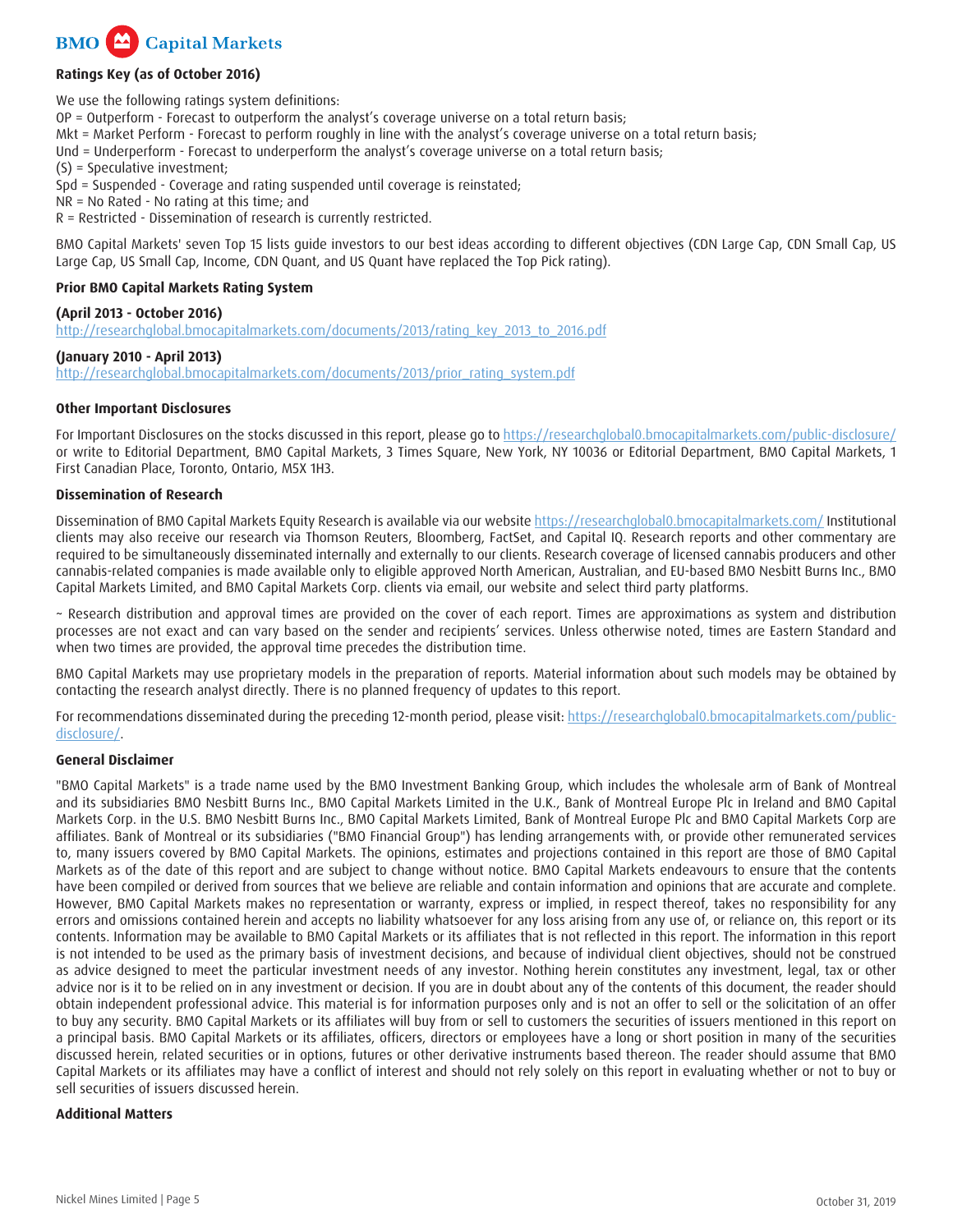**Ratings Key (as of October 2016)**

We use the following ratings system definitions:
OP = Outperform - Forecast to outperform the analyst's coverage universe on a total return basis;
Mkt = Market Perform - Forecast to perform roughly in line with the analyst's coverage universe on a total return basis;
Und = Underperform - Forecast to underperform the analyst's coverage universe on a total return basis;
(S) = Speculative investment;
Spd = Suspended - Coverage and rating suspended until coverage is reinstated;
NR = No Rated - No rating at this time; and
R = Restricted - Dissemination of research is currently restricted.

BMO Capital Markets' seven Top 15 lists guide investors to our best ideas according to different objectives (CDN Large Cap, CDN Small Cap, US Large Cap, US Small Cap, Income, CDN Quant, and US Quant have replaced the Top Pick rating).

**Prior BMO Capital Markets Rating System**

**(April 2013 - October 2016)**
http://researchglobal.bmocapitalmarkets.com/documents/2013/rating_key_2013_to_2016.pdf

**(January 2010 - April 2013)**
http://researchglobal.bmocapitalmarkets.com/documents/2013/prior_rating_system.pdf

**Other Important Disclosures**

For Important Disclosures on the stocks discussed in this report, please go to https://researchglobal0.bmocapitalmarkets.com/public-disclosure/ or write to Editorial Department, BMO Capital Markets, 3 Times Square, New York, NY 10036 or Editorial Department, BMO Capital Markets, 1 First Canadian Place, Toronto, Ontario, M5X 1H3.

**Dissemination of Research**

Dissemination of BMO Capital Markets Equity Research is available via our website https://researchglobal0.bmocapitalmarkets.com/ Institutional clients may also receive our research via Thomson Reuters, Bloomberg, FactSet, and Capital IQ. Research reports and other commentary are required to be simultaneously disseminated internally and externally to our clients. Research coverage of licensed cannabis producers and other cannabis-related companies is made available only to eligible approved North American, Australian, and EU-based BMO Nesbitt Burns Inc., BMO Capital Markets Limited, and BMO Capital Markets Corp. clients via email, our website and select third party platforms.

~ Research distribution and approval times are provided on the cover of each report. Times are approximations as system and distribution processes are not exact and can vary based on the sender and recipients' services. Unless otherwise noted, times are Eastern Standard and when two times are provided, the approval time precedes the distribution time.

BMO Capital Markets may use proprietary models in the preparation of reports. Material information about such models may be obtained by contacting the research analyst directly. There is no planned frequency of updates to this report.

For recommendations disseminated during the preceding 12-month period, please visit: https://researchglobal0.bmocapitalmarkets.com/public-disclosure/.

**General Disclaimer**

"BMO Capital Markets" is a trade name used by the BMO Investment Banking Group, which includes the wholesale arm of Bank of Montreal and its subsidiaries BMO Nesbitt Burns Inc., BMO Capital Markets Limited in the U.K., Bank of Montreal Europe Plc in Ireland and BMO Capital Markets Corp. in the U.S. BMO Nesbitt Burns Inc., BMO Capital Markets Limited, Bank of Montreal Europe Plc and BMO Capital Markets Corp are affiliates. Bank of Montreal or its subsidiaries ("BMO Financial Group") has lending arrangements with, or provide other remunerated services to, many issuers covered by BMO Capital Markets. The opinions, estimates and projections contained in this report are those of BMO Capital Markets as of the date of this report and are subject to change without notice. BMO Capital Markets endeavours to ensure that the contents have been compiled or derived from sources that we believe are reliable and contain information and opinions that are accurate and complete. However, BMO Capital Markets makes no representation or warranty, express or implied, in respect thereof, takes no responsibility for any errors and omissions contained herein and accepts no liability whatsoever for any loss arising from any use of, or reliance on, this report or its contents. Information may be available to BMO Capital Markets or its affiliates that is not reflected in this report. The information in this report is not intended to be used as the primary basis of investment decisions, and because of individual client objectives, should not be construed as advice designed to meet the particular investment needs of any investor. Nothing herein constitutes any investment, legal, tax or other advice nor is it to be relied on in any investment or decision. If you are in doubt about any of the contents of this document, the reader should obtain independent professional advice. This material is for information purposes only and is not an offer to sell or the solicitation of an offer to buy any security. BMO Capital Markets or its affiliates will buy from or sell to customers the securities of issuers mentioned in this report on a principal basis. BMO Capital Markets or its affiliates, officers, directors or employees have a long or short position in many of the securities discussed herein, related securities or in options, futures or other derivative instruments based thereon. The reader should assume that BMO Capital Markets or its affiliates may have a conflict of interest and should not rely solely on this report in evaluating whether or not to buy or sell securities of issuers discussed herein.

**Additional Matters**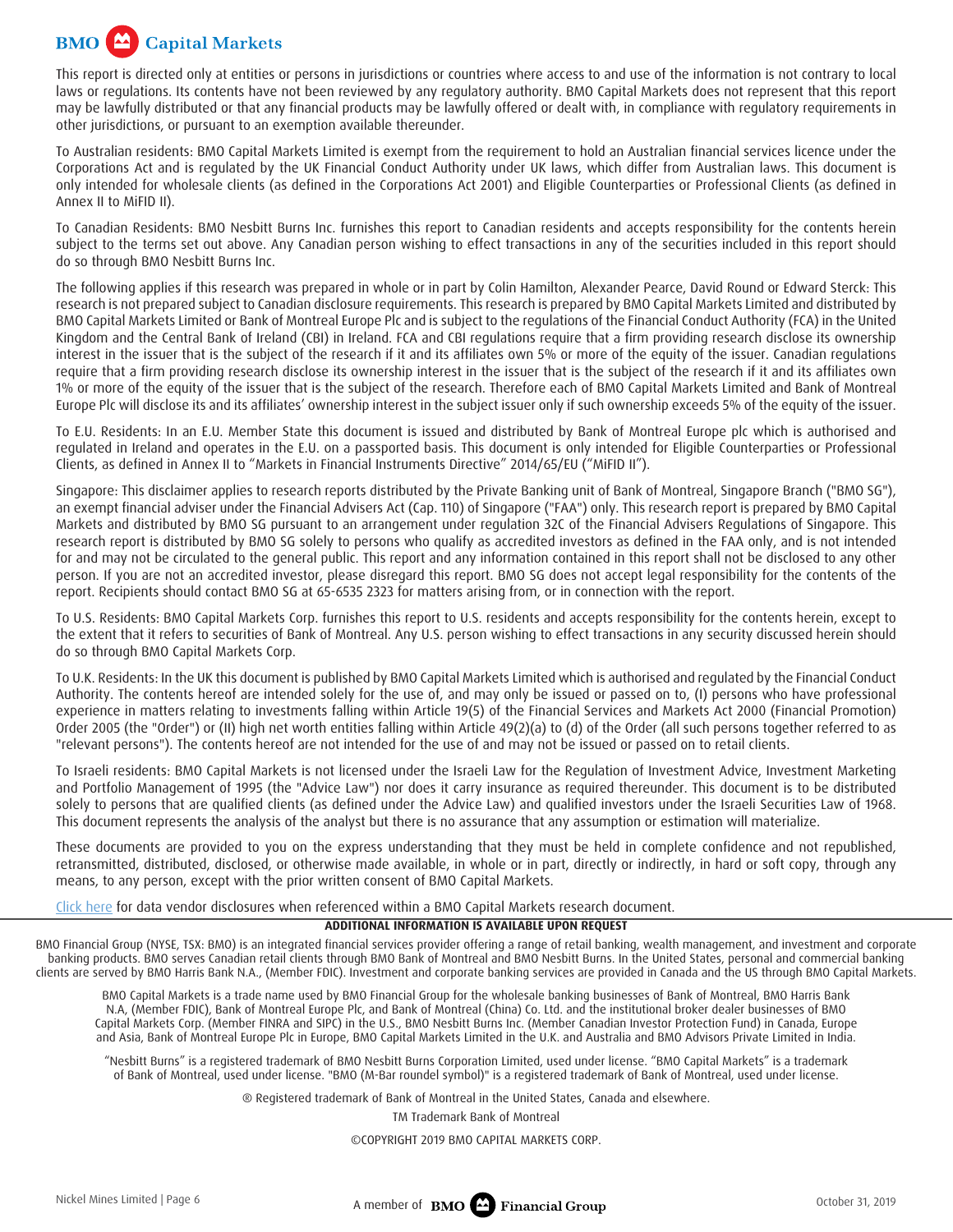This report is directed only at entities or persons in jurisdictions or countries where access to and use of the information is not contrary to local laws or regulations. Its contents have not been reviewed by any regulatory authority. BMO Capital Markets does not represent that this report may be lawfully distributed or that any financial products may be lawfully offered or dealt with, in compliance with regulatory requirements in other jurisdictions, or pursuant to an exemption available thereunder.

To Australian residents: BMO Capital Markets Limited is exempt from the requirement to hold an Australian financial services licence under the Corporations Act and is regulated by the UK Financial Conduct Authority under UK laws, which differ from Australian laws. This document is only intended for wholesale clients (as defined in the Corporations Act 2001) and Eligible Counterparties or Professional Clients (as defined in Annex II to MiFID II).

To Canadian Residents: BMO Nesbitt Burns Inc. furnishes this report to Canadian residents and accepts responsibility for the contents herein subject to the terms set out above. Any Canadian person wishing to effect transactions in any of the securities included in this report should do so through BMO Nesbitt Burns Inc.

The following applies if this research was prepared in whole or in part by Colin Hamilton, Alexander Pearce, David Round or Edward Sterck: This research is not prepared subject to Canadian disclosure requirements. This research is prepared by BMO Capital Markets Limited and distributed by BMO Capital Markets Limited or Bank of Montreal Europe Plc and is subject to the regulations of the Financial Conduct Authority (FCA) in the United Kingdom and the Central Bank of Ireland (CBI) in Ireland. FCA and CBI regulations require that a firm providing research disclose its ownership interest in the issuer that is the subject of the research if it and its affiliates own 5% or more of the equity of the issuer. Canadian regulations require that a firm providing research disclose its ownership interest in the issuer that is the subject of the research if it and its affiliates own 1% or more of the equity of the issuer that is the subject of the research. Therefore each of BMO Capital Markets Limited and Bank of Montreal Europe Plc will disclose its and its affiliates' ownership interest in the subject issuer only if such ownership exceeds 5% of the equity of the issuer.

To E.U. Residents: In an E.U. Member State this document is issued and distributed by Bank of Montreal Europe plc which is authorised and regulated in Ireland and operates in the E.U. on a passported basis. This document is only intended for Eligible Counterparties or Professional Clients, as defined in Annex II to "Markets in Financial Instruments Directive" 2014/65/EU ("MiFID II").

Singapore: This disclaimer applies to research reports distributed by the Private Banking unit of Bank of Montreal, Singapore Branch ("BMO SG"), an exempt financial adviser under the Financial Advisers Act (Cap. 110) of Singapore ("FAA") only. This research report is prepared by BMO Capital Markets and distributed by BMO SG pursuant to an arrangement under regulation 32C of the Financial Advisers Regulations of Singapore. This research report is distributed by BMO SG solely to persons who qualify as accredited investors as defined in the FAA only, and is not intended for and may not be circulated to the general public. This report and any information contained in this report shall not be disclosed to any other person. If you are not an accredited investor, please disregard this report. BMO SG does not accept legal responsibility for the contents of the report. Recipients should contact BMO SG at 65-6535 2323 for matters arising from, or in connection with the report.

To U.S. Residents: BMO Capital Markets Corp. furnishes this report to U.S. residents and accepts responsibility for the contents herein, except to the extent that it refers to securities of Bank of Montreal. Any U.S. person wishing to effect transactions in any security discussed herein should do so through BMO Capital Markets Corp.

To U.K. Residents: In the UK this document is published by BMO Capital Markets Limited which is authorised and regulated by the Financial Conduct Authority. The contents hereof are intended solely for the use of, and may only be issued or passed on to, (I) persons who have professional experience in matters relating to investments falling within Article 19(5) of the Financial Services and Markets Act 2000 (Financial Promotion) Order 2005 (the "Order") or (II) high net worth entities falling within Article 49(2)(a) to (d) of the Order (all such persons together referred to as "relevant persons"). The contents hereof are not intended for the use of and may not be issued or passed on to retail clients.

To Israeli residents: BMO Capital Markets is not licensed under the Israeli Law for the Regulation of Investment Advice, Investment Marketing and Portfolio Management of 1995 (the "Advice Law") nor does it carry insurance as required thereunder. This document is to be distributed solely to persons that are qualified clients (as defined under the Advice Law) and qualified investors under the Israeli Securities Law of 1968. This document represents the analysis of the analyst but there is no assurance that any assumption or estimation will materialize.

These documents are provided to you on the express understanding that they must be held in complete confidence and not republished, retransmitted, distributed, disclosed, or otherwise made available, in whole or in part, directly or indirectly, in hard or soft copy, through any means, to any person, except with the prior written consent of BMO Capital Markets.

Click here for data vendor disclosures when referenced within a BMO Capital Markets research document.

**ADDITIONAL INFORMATION IS AVAILABLE UPON REQUEST**

BMO Financial Group (NYSE, TSX: BMO) is an integrated financial services provider offering a range of retail banking, wealth management, and investment and corporate banking products. BMO serves Canadian retail clients through BMO Bank of Montreal and BMO Nesbitt Burns. In the United States, personal and commercial banking clients are served by BMO Harris Bank N.A., (Member FDIC). Investment and corporate banking services are provided in Canada and the US through BMO Capital Markets.

BMO Capital Markets is a trade name used by BMO Financial Group for the wholesale banking businesses of Bank of Montreal, BMO Harris Bank N.A, (Member FDIC), Bank of Montreal Europe Plc, and Bank of Montreal (China) Co. Ltd. and the institutional broker dealer businesses of BMO Capital Markets Corp. (Member FINRA and SIPC) in the U.S., BMO Nesbitt Burns Inc. (Member Canadian Investor Protection Fund) in Canada, Europe and Asia, Bank of Montreal Europe Plc in Europe, BMO Capital Markets Limited in the U.K. and Australia and BMO Advisors Private Limited in India.

"Nesbitt Burns" is a registered trademark of BMO Nesbitt Burns Corporation Limited, used under license. "BMO Capital Markets" is a trademark of Bank of Montreal, used under license. "BMO (M-Bar roundel symbol)" is a registered trademark of Bank of Montreal, used under license.

® Registered trademark of Bank of Montreal in the United States, Canada and elsewhere.

TM Trademark Bank of Montreal

©COPYRIGHT 2019 BMO CAPITAL MARKETS CORP.